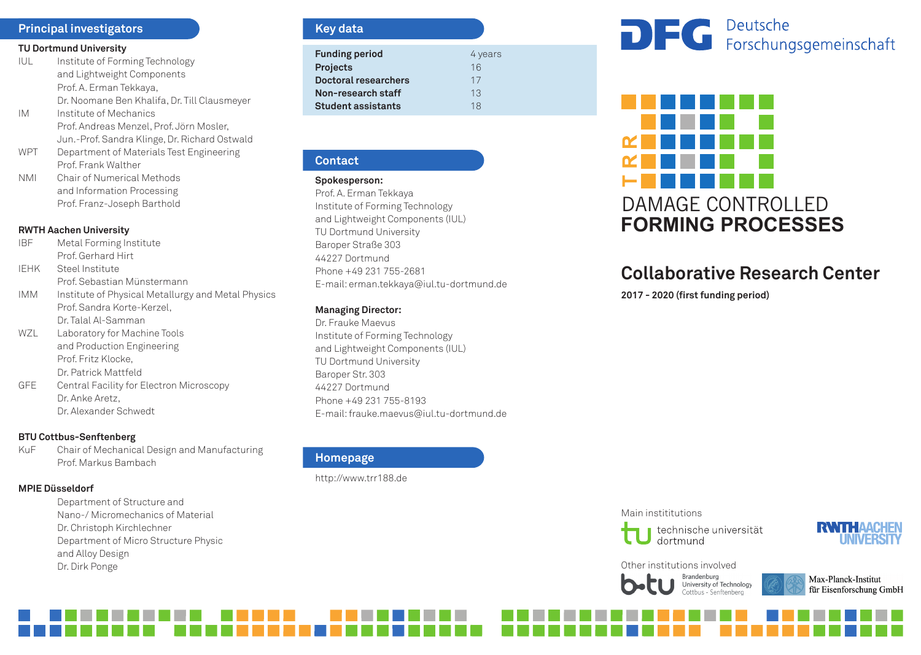## Principal investigators

**TU Dortmund University**

- IUL Institute of Forming Technology and Lightweight Components
  Prof. A. Erman Tekkaya,
  Dr. Noomane Ben Khalifa, Dr. Till Clausmeyer
- IM Institute of Mechanics
  Prof. Andreas Menzel, Prof. Jörn Mosler,
  Jun.-Prof. Sandra Klinge, Dr. Richard Ostwald
- WPT Department of Materials Test Engineering
  Prof. Frank Walther
- NMI Chair of Numerical Methods and Information Processing
  Prof. Franz-Joseph Barthold

**RWTH Aachen University**

- IBF Metal Forming Institute
  Prof. Gerhard Hirt
- IEHK Steel Institute
  Prof. Sebastian Münstermann
- IMM Institute of Physical Metallurgy and Metal Physics
  Prof. Sandra Korte-Kerzel,
  Dr. Talal Al-Samman
- WZL Laboratory for Machine Tools and Production Engineering
  Prof. Fritz Klocke,
  Dr. Patrick Mattfeld
- GFE Central Facility for Electron Microscopy
  Dr. Anke Aretz,
  Dr. Alexander Schwedt

**BTU Cottbus-Senftenberg**

- KuF Chair of Mechanical Design and Manufacturing
  Prof. Markus Bambach

**MPIE Düsseldorf**

Department of Structure and Nano-/ Micromechanics of Material
Dr. Christoph Kirchlechner
Department of Micro Structure Physic and Alloy Design
Dr. Dirk Ponge

## Key data

| | |
|---|---|
| **Funding period** | 4 years |
| **Projects** | 16 |
| **Doctoral researchers** | 17 |
| **Non-research staff** | 13 |
| **Student assistants** | 18 |

## Contact

**Spokesperson:**
Prof. A. Erman Tekkaya
Institute of Forming Technology and Lightweight Components (IUL)
TU Dortmund University
Baroper Straße 303
44227 Dortmund
Phone +49 231 755-2681
E-mail: erman.tekkaya@iul.tu-dortmund.de

**Managing Director:**
Dr. Frauke Maevus
Institute of Forming Technology and Lightweight Components (IUL)
TU Dortmund University
Baroper Str. 303
44227 Dortmund
Phone +49 231 755-8193
E-mail: frauke.maevus@iul.tu-dortmund.de

## Homepage

http://www.trr188.de

DFG Deutsche Forschungsgemeinschaft

TRR

# DAMAGE CONTROLLED **FORMING PROCESSES**

## Collaborative Research Center

**2017 - 2020 (first funding period)**

Main instititutions

technische universität dortmund

RWTH AACHEN UNIVERSITY

Other institutions involved

b-tu Brandenburg University of Technology Cottbus - Senftenberg

Max-Planck-Institut für Eisenforschung GmbH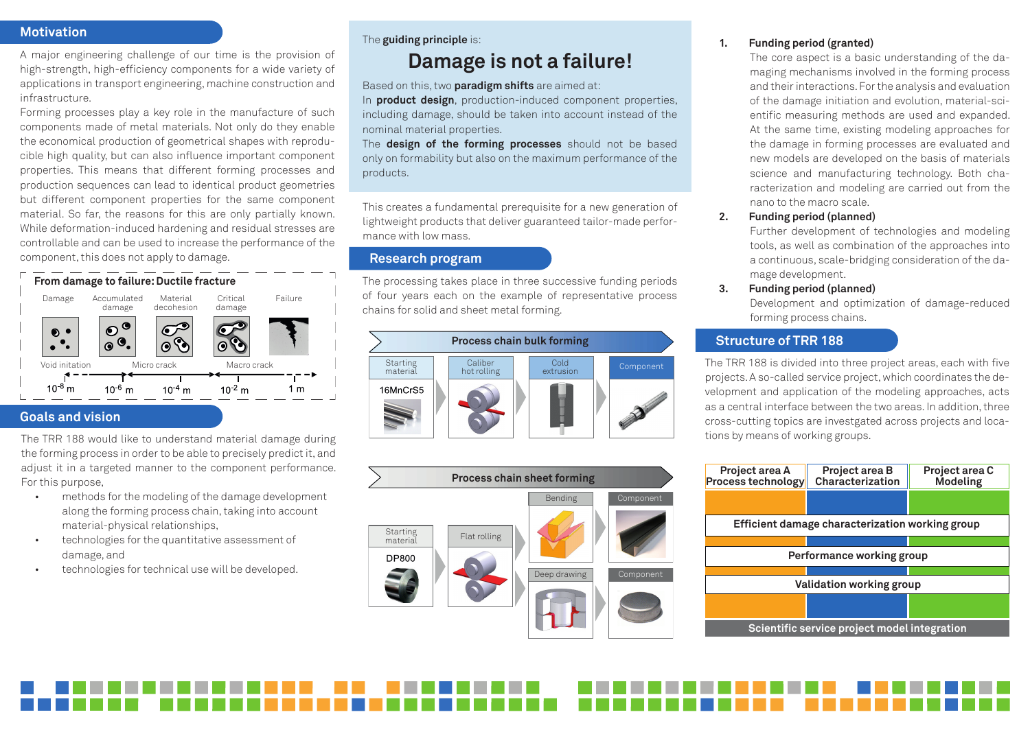## Motivation

A major engineering challenge of our time is the provision of high-strength, high-efficiency components for a wide variety of applications in transport engineering, machine construction and infrastructure.

Forming processes play a key role in the manufacture of such components made of metal materials. Not only do they enable the economical production of geometrical shapes with reproducible high quality, but can also influence important component properties. This means that different forming processes and production sequences can lead to identical product geometries but different component properties for the same component material. So far, the reasons for this are only partially known. While deformation-induced hardening and residual stresses are controllable and can be used to increase the performance of the component, this does not apply to damage.

**From damage to failure: Ductile fracture**

Damage | Accumulated damage | Material decohesion | Critical damage | Failure

Void initation | Micro crack | Macro crack

$10^{-8}$ m | $10^{-6}$ m | $10^{-4}$ m | $10^{-2}$ m | 1 m

## Goals and vision

The TRR 188 would like to understand material damage during the forming process in order to be able to precisely predict it, and adjust it in a targeted manner to the component performance. For this purpose,

- methods for the modeling of the damage development along the forming process chain, taking into account material-physical relationships,
- technologies for the quantitative assessment of damage, and
- technologies for technical use will be developed.

The **guiding principle** is:

# Damage is not a failure!

Based on this, two **paradigm shifts** are aimed at:

In **product design**, production-induced component properties, including damage, should be taken into account instead of the nominal material properties.

The **design of the forming processes** should not be based only on formability but also on the maximum performance of the products.

This creates a fundamental prerequisite for a new generation of lightweight products that deliver guaranteed tailor-made performance with low mass.

## Research program

The processing takes place in three successive funding periods of four years each on the example of representative process chains for solid and sheet metal forming.

**Process chain bulk forming**

Starting material: 16MnCrS5 → Caliber hot rolling → Cold extrusion → Component

**Process chain sheet forming**

Starting material: DP800 → Flat rolling → Bending → Component

Starting material: DP800 → Flat rolling → Deep drawing → Component

1. **Funding period (granted)**
   The core aspect is a basic understanding of the damaging mechanisms involved in the forming process and their interactions. For the analysis and evaluation of the damage initiation and evolution, material-scientific measuring methods are used and expanded. At the same time, existing modeling approaches for the damage in forming processes are evaluated and new models are developed on the basis of materials science and manufacturing technology. Both characterization and modeling are carried out from the nano to the macro scale.
2. **Funding period (planned)**
   Further development of technologies and modeling tools, as well as combination of the approaches into a continuous, scale-bridging consideration of the damage development.
3. **Funding period (planned)**
   Development and optimization of damage-reduced forming process chains.

## Structure of TRR 188

The TRR 188 is divided into three project areas, each with five projects. A so-called service project, which coordinates the development and application of the modeling approaches, acts as a central interface between the two areas. In addition, three cross-cutting topics are investgated across projects and locations by means of working groups.

| Project area A Process technology | Project area B Characterization | Project area C Modeling |
|---|---|---|
| Efficient damage characterization working group | | |
| Performance working group | | |
| Validation working group | | |
| Scientific service project model integration | | |